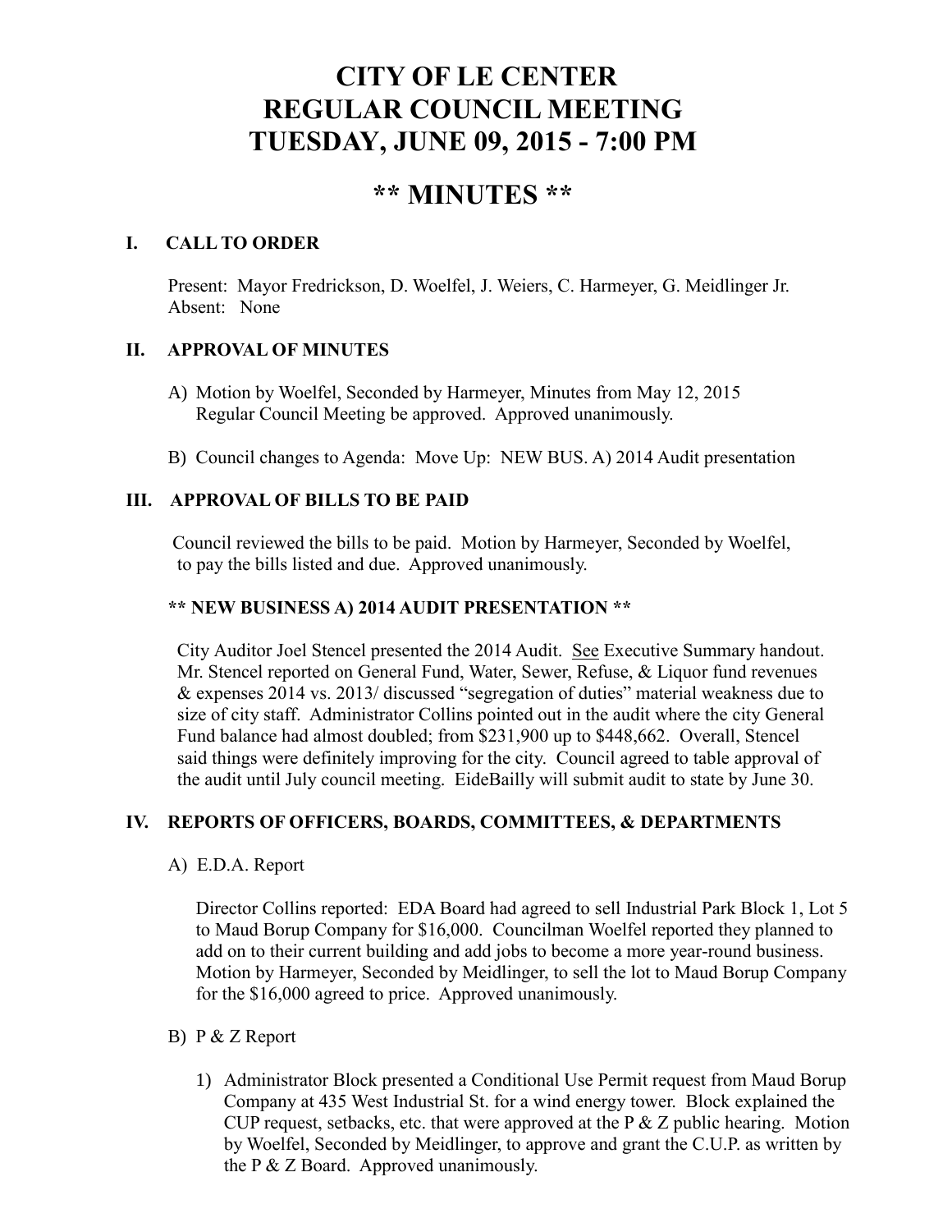# CITY OF LE CENTER
# REGULAR COUNCIL MEETING
# TUESDAY, JUNE 09, 2015 - 7:00 PM

## ** MINUTES **

### I. CALL TO ORDER

Present: Mayor Fredrickson, D. Woelfel, J. Weiers, C. Harmeyer, G. Meidlinger Jr.
Absent: None

### II. APPROVAL OF MINUTES

A) Motion by Woelfel, Seconded by Harmeyer, Minutes from May 12, 2015 Regular Council Meeting be approved. Approved unanimously.

B) Council changes to Agenda: Move Up: NEW BUS. A) 2014 Audit presentation

### III. APPROVAL OF BILLS TO BE PAID

Council reviewed the bills to be paid. Motion by Harmeyer, Seconded by Woelfel, to pay the bills listed and due. Approved unanimously.

**** NEW BUSINESS A) 2014 AUDIT PRESENTATION ****

City Auditor Joel Stencel presented the 2014 Audit. See Executive Summary handout. Mr. Stencel reported on General Fund, Water, Sewer, Refuse, & Liquor fund revenues & expenses 2014 vs. 2013/ discussed "segregation of duties" material weakness due to size of city staff. Administrator Collins pointed out in the audit where the city General Fund balance had almost doubled; from $231,900 up to $448,662. Overall, Stencel said things were definitely improving for the city. Council agreed to table approval of the audit until July council meeting. EideBailly will submit audit to state by June 30.

### IV. REPORTS OF OFFICERS, BOARDS, COMMITTEES, & DEPARTMENTS

A) E.D.A. Report

Director Collins reported: EDA Board had agreed to sell Industrial Park Block 1, Lot 5 to Maud Borup Company for $16,000. Councilman Woelfel reported they planned to add on to their current building and add jobs to become a more year-round business. Motion by Harmeyer, Seconded by Meidlinger, to sell the lot to Maud Borup Company for the $16,000 agreed to price. Approved unanimously.

B) P & Z Report

1) Administrator Block presented a Conditional Use Permit request from Maud Borup Company at 435 West Industrial St. for a wind energy tower. Block explained the CUP request, setbacks, etc. that were approved at the P & Z public hearing. Motion by Woelfel, Seconded by Meidlinger, to approve and grant the C.U.P. as written by the P & Z Board. Approved unanimously.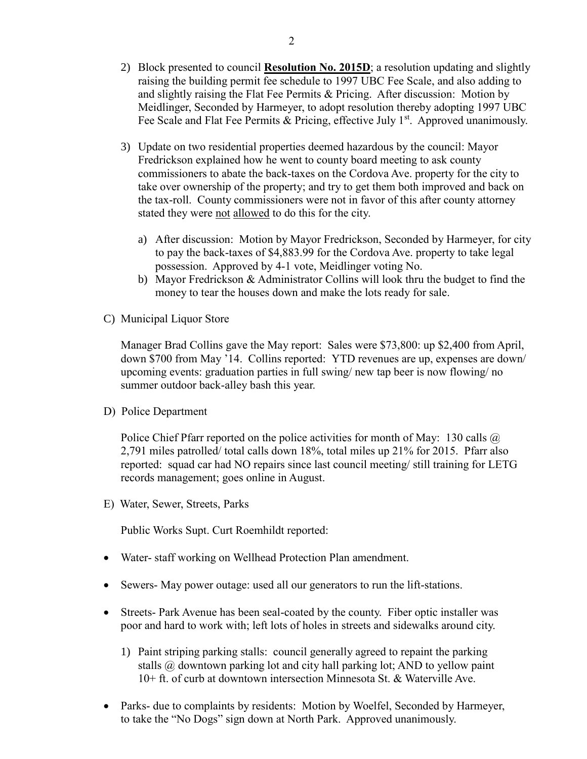2) Block presented to council **Resolution No. 2015D**; a resolution updating and slightly raising the building permit fee schedule to 1997 UBC Fee Scale, and also adding to and slightly raising the Flat Fee Permits & Pricing. After discussion: Motion by Meidlinger, Seconded by Harmeyer, to adopt resolution thereby adopting 1997 UBC Fee Scale and Flat Fee Permits & Pricing, effective July 1st. Approved unanimously.

3) Update on two residential properties deemed hazardous by the council: Mayor Fredrickson explained how he went to county board meeting to ask county commissioners to abate the back-taxes on the Cordova Ave. property for the city to take over ownership of the property; and try to get them both improved and back on the tax-roll. County commissioners were not in favor of this after county attorney stated they were not allowed to do this for the city.

   a) After discussion: Motion by Mayor Fredrickson, Seconded by Harmeyer, for city to pay the back-taxes of $4,883.99 for the Cordova Ave. property to take legal possession. Approved by 4-1 vote, Meidlinger voting No.

   b) Mayor Fredrickson & Administrator Collins will look thru the budget to find the money to tear the houses down and make the lots ready for sale.

C) Municipal Liquor Store

Manager Brad Collins gave the May report: Sales were $73,800: up $2,400 from April, down $700 from May '14. Collins reported: YTD revenues are up, expenses are down/ upcoming events: graduation parties in full swing/ new tap beer is now flowing/ no summer outdoor back-alley bash this year.

D) Police Department

Police Chief Pfarr reported on the police activities for month of May: 130 calls @ 2,791 miles patrolled/ total calls down 18%, total miles up 21% for 2015. Pfarr also reported: squad car had NO repairs since last council meeting/ still training for LETG records management; goes online in August.

E) Water, Sewer, Streets, Parks

Public Works Supt. Curt Roemhildt reported:

- Water- staff working on Wellhead Protection Plan amendment.
- Sewers- May power outage: used all our generators to run the lift-stations.
- Streets- Park Avenue has been seal-coated by the county. Fiber optic installer was poor and hard to work with; left lots of holes in streets and sidewalks around city.

   1) Paint striping parking stalls: council generally agreed to repaint the parking stalls @ downtown parking lot and city hall parking lot; AND to yellow paint 10+ ft. of curb at downtown intersection Minnesota St. & Waterville Ave.

- Parks- due to complaints by residents: Motion by Woelfel, Seconded by Harmeyer, to take the "No Dogs" sign down at North Park. Approved unanimously.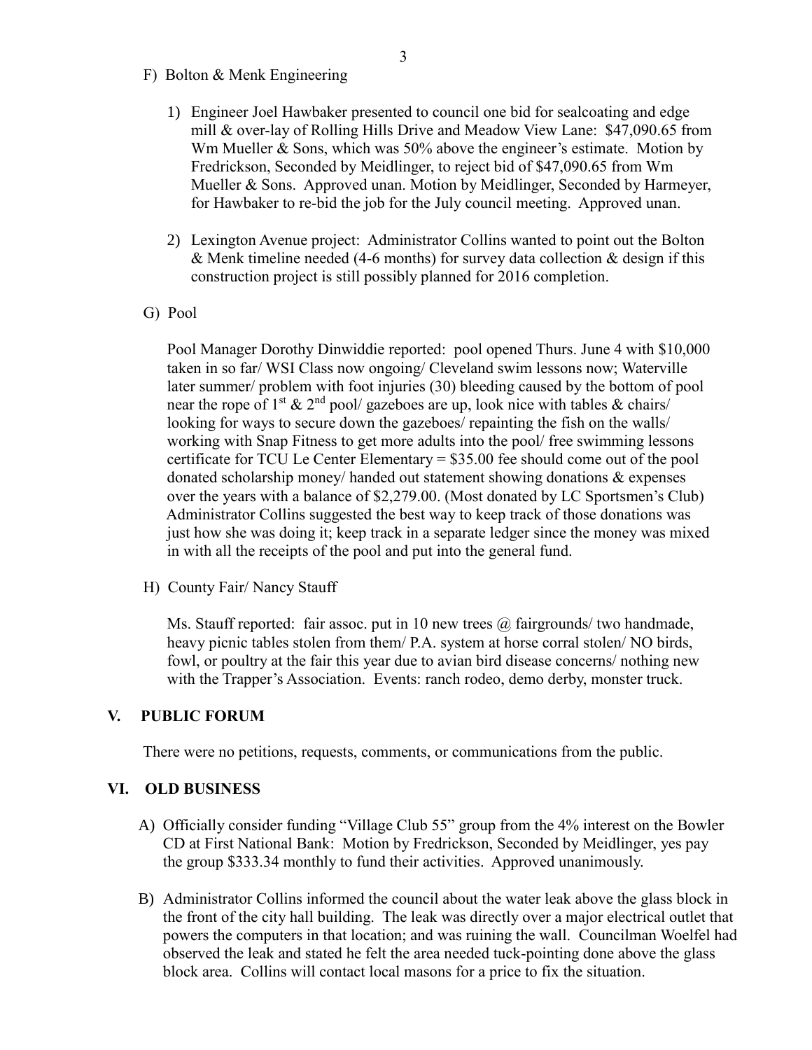F) Bolton & Menk Engineering

1) Engineer Joel Hawbaker presented to council one bid for sealcoating and edge mill & over-lay of Rolling Hills Drive and Meadow View Lane: $47,090.65 from Wm Mueller & Sons, which was 50% above the engineer's estimate. Motion by Fredrickson, Seconded by Meidlinger, to reject bid of $47,090.65 from Wm Mueller & Sons. Approved unan. Motion by Meidlinger, Seconded by Harmeyer, for Hawbaker to re-bid the job for the July council meeting. Approved unan.

2) Lexington Avenue project: Administrator Collins wanted to point out the Bolton & Menk timeline needed (4-6 months) for survey data collection & design if this construction project is still possibly planned for 2016 completion.

G) Pool

Pool Manager Dorothy Dinwiddie reported: pool opened Thurs. June 4 with $10,000 taken in so far/ WSI Class now ongoing/ Cleveland swim lessons now; Waterville later summer/ problem with foot injuries (30) bleeding caused by the bottom of pool near the rope of 1st & 2nd pool/ gazeboes are up, look nice with tables & chairs/ looking for ways to secure down the gazeboes/ repainting the fish on the walls/ working with Snap Fitness to get more adults into the pool/ free swimming lessons certificate for TCU Le Center Elementary = $35.00 fee should come out of the pool donated scholarship money/ handed out statement showing donations & expenses over the years with a balance of $2,279.00. (Most donated by LC Sportsmen's Club) Administrator Collins suggested the best way to keep track of those donations was just how she was doing it; keep track in a separate ledger since the money was mixed in with all the receipts of the pool and put into the general fund.

H) County Fair/ Nancy Stauff

Ms. Stauff reported: fair assoc. put in 10 new trees @ fairgrounds/ two handmade, heavy picnic tables stolen from them/ P.A. system at horse corral stolen/ NO birds, fowl, or poultry at the fair this year due to avian bird disease concerns/ nothing new with the Trapper's Association. Events: ranch rodeo, demo derby, monster truck.

## V. PUBLIC FORUM

There were no petitions, requests, comments, or communications from the public.

## VI. OLD BUSINESS

A) Officially consider funding "Village Club 55" group from the 4% interest on the Bowler CD at First National Bank: Motion by Fredrickson, Seconded by Meidlinger, yes pay the group $333.34 monthly to fund their activities. Approved unanimously.

B) Administrator Collins informed the council about the water leak above the glass block in the front of the city hall building. The leak was directly over a major electrical outlet that powers the computers in that location; and was ruining the wall. Councilman Woelfel had observed the leak and stated he felt the area needed tuck-pointing done above the glass block area. Collins will contact local masons for a price to fix the situation.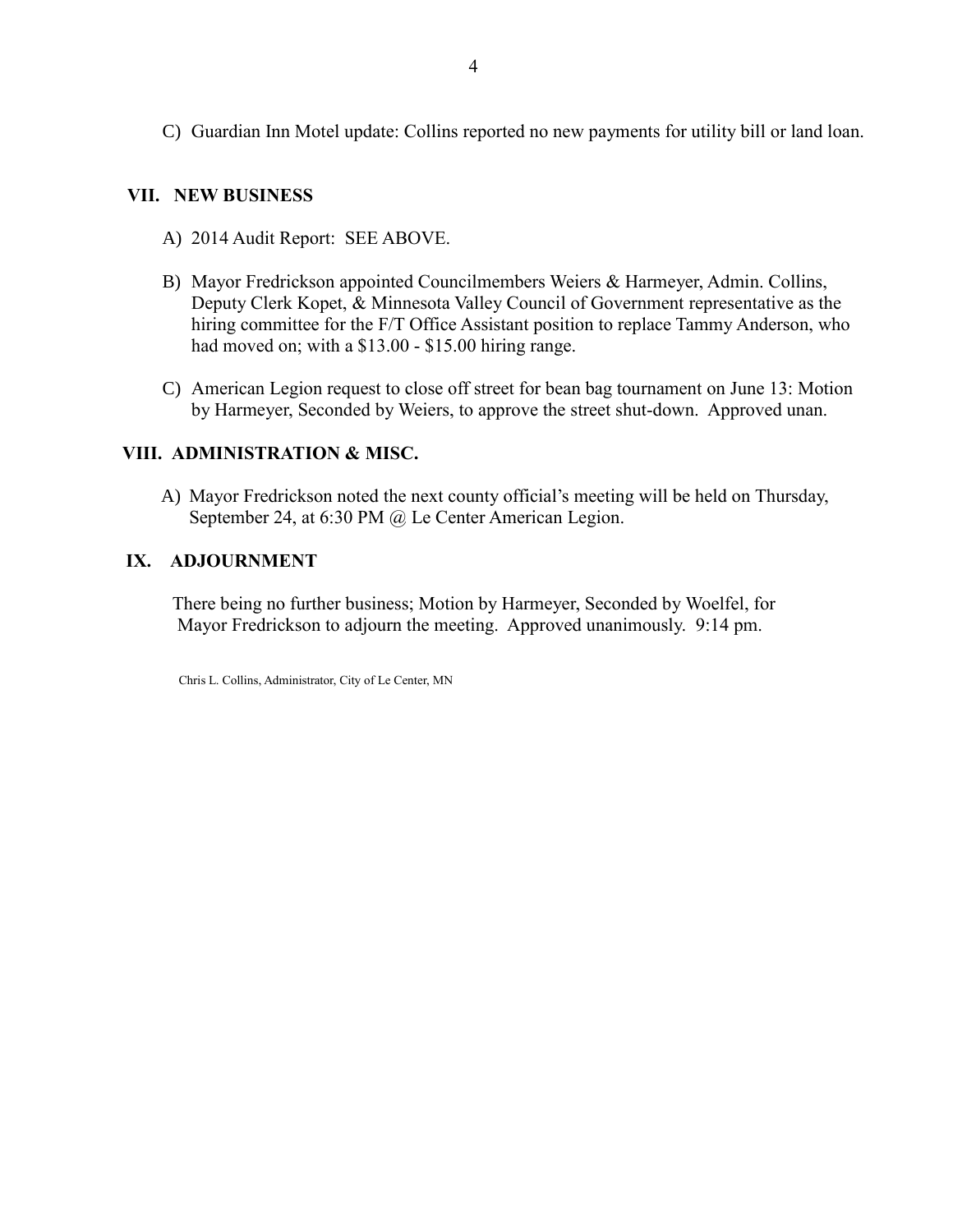C) Guardian Inn Motel update: Collins reported no new payments for utility bill or land loan.

## VII. NEW BUSINESS

A) 2014 Audit Report: SEE ABOVE.

B) Mayor Fredrickson appointed Councilmembers Weiers & Harmeyer, Admin. Collins, Deputy Clerk Kopet, & Minnesota Valley Council of Government representative as the hiring committee for the F/T Office Assistant position to replace Tammy Anderson, who had moved on; with a $13.00 - $15.00 hiring range.

C) American Legion request to close off street for bean bag tournament on June 13: Motion by Harmeyer, Seconded by Weiers, to approve the street shut-down. Approved unan.

## VIII. ADMINISTRATION & MISC.

A) Mayor Fredrickson noted the next county official's meeting will be held on Thursday, September 24, at 6:30 PM @ Le Center American Legion.

## IX. ADJOURNMENT

There being no further business; Motion by Harmeyer, Seconded by Woelfel, for Mayor Fredrickson to adjourn the meeting. Approved unanimously. 9:14 pm.

Chris L. Collins, Administrator, City of Le Center, MN